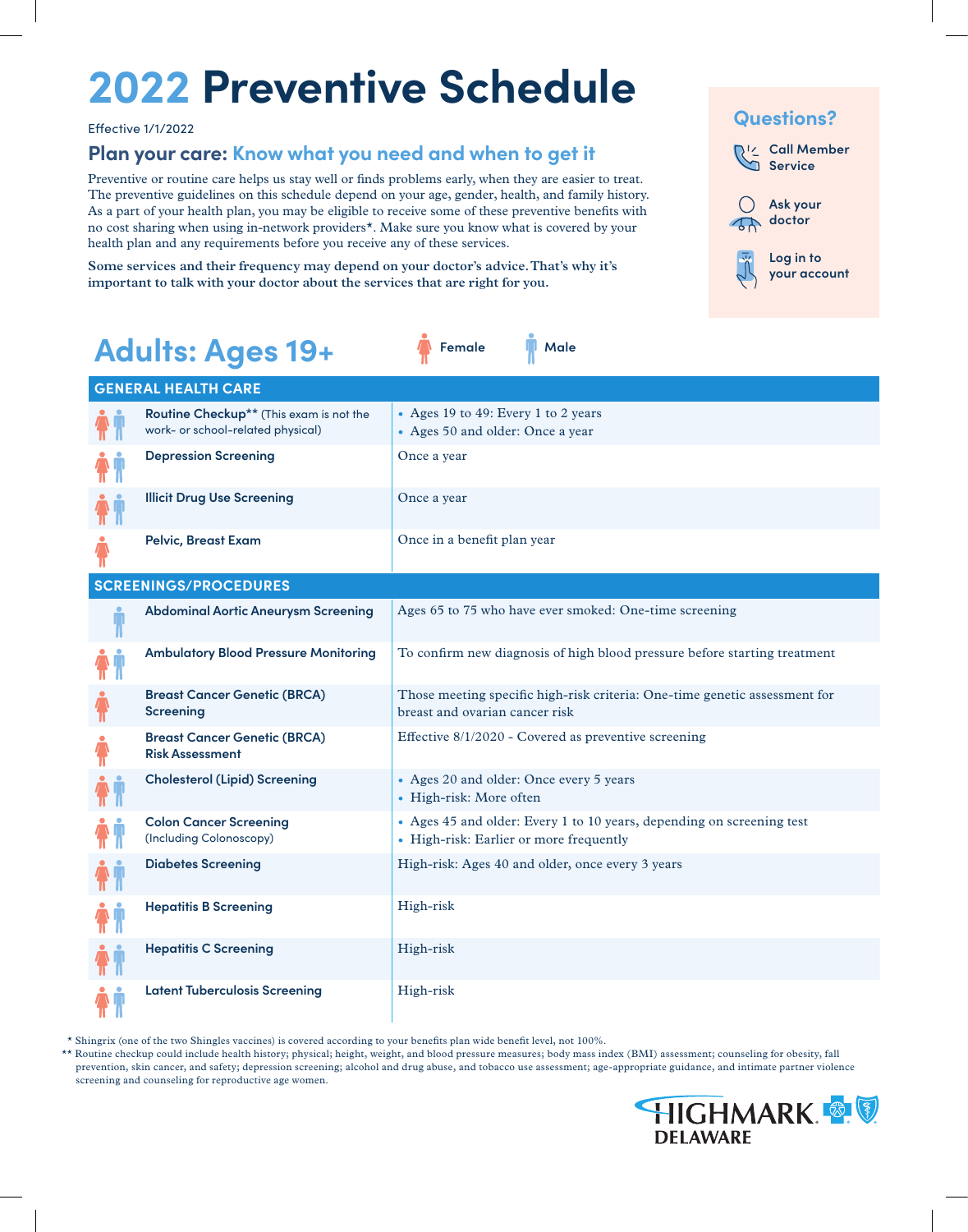# 2022 Preventive Schedule

Effective 1/1/2022

## Plan your care: Know what you need and when to get it

Preventive or routine care helps us stay well or finds problems early, when they are easier to treat. The preventive guidelines on this schedule depend on your age, gender, health, and family history. As a part of your health plan, you may be eligible to receive some of these preventive benefits with no cost sharing when using in-network providers*. Make sure you know what is covered by your health plan and any requirements before you receive any of these services.

**Some services and their frequency may depend on your doctor's advice. That's why it's important to talk with your doctor about the services that are right for you.**

### Questions?

- Call Member Service
- Ask your doctor
- Log in to your account

## Adults: Ages 19+

Female | Male

| Applies to | Service | Schedule |
|---|---|---|
| **GENERAL HEALTH CARE** | | |
| Female, Male | **Routine Checkup**** (This exam is not the work- or school-related physical) | • Ages 19 to 49: Every 1 to 2 years<br>• Ages 50 and older: Once a year |
| Female, Male | **Depression Screening** | Once a year |
| Female, Male | **Illicit Drug Use Screening** | Once a year |
| Female | **Pelvic, Breast Exam** | Once in a benefit plan year |
| **SCREENINGS/PROCEDURES** | | |
| Male | **Abdominal Aortic Aneurysm Screening** | Ages 65 to 75 who have ever smoked: One-time screening |
| Female, Male | **Ambulatory Blood Pressure Monitoring** | To confirm new diagnosis of high blood pressure before starting treatment |
| Female | **Breast Cancer Genetic (BRCA) Screening** | Those meeting specific high-risk criteria: One-time genetic assessment for breast and ovarian cancer risk |
| Female | **Breast Cancer Genetic (BRCA) Risk Assessment** | Effective 8/1/2020 - Covered as preventive screening |
| Female, Male | **Cholesterol (Lipid) Screening** | • Ages 20 and older: Once every 5 years<br>• High-risk: More often |
| Female, Male | **Colon Cancer Screening** (Including Colonoscopy) | • Ages 45 and older: Every 1 to 10 years, depending on screening test<br>• High-risk: Earlier or more frequently |
| Female, Male | **Diabetes Screening** | High-risk: Ages 40 and older, once every 3 years |
| Female, Male | **Hepatitis B Screening** | High-risk |
| Female, Male | **Hepatitis C Screening** | High-risk |
| Female, Male | **Latent Tuberculosis Screening** | High-risk |

\* Shingrix (one of the two Shingles vaccines) is covered according to your benefits plan wide benefit level, not 100%.

** Routine checkup could include health history; physical; height, weight, and blood pressure measures; body mass index (BMI) assessment; counseling for obesity, fall prevention, skin cancer, and safety; depression screening; alcohol and drug abuse, and tobacco use assessment; age-appropriate guidance, and intimate partner violence screening and counseling for reproductive age women.

HIGHMARK DELAWARE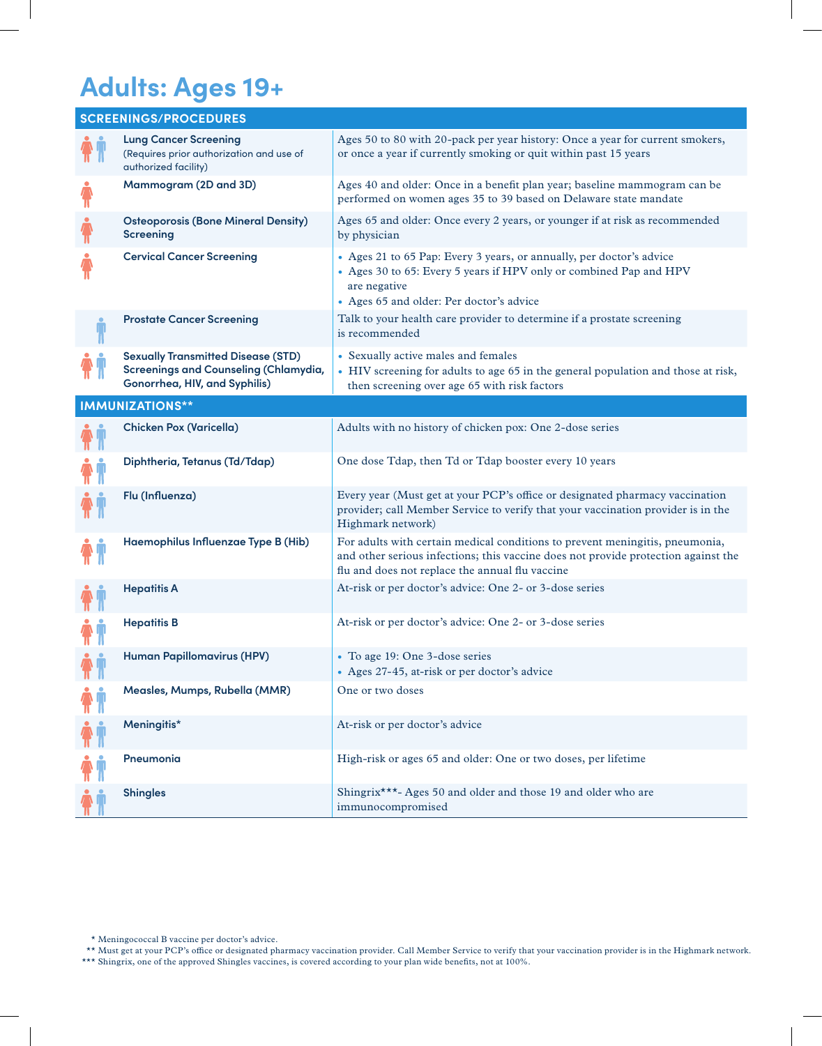# Adults: Ages 19+

| SCREENINGS/PROCEDURES | |
|---|---|
| **Lung Cancer Screening** (Requires prior authorization and use of authorized facility) | Ages 50 to 80 with 20-pack per year history: Once a year for current smokers, or once a year if currently smoking or quit within past 15 years |
| **Mammogram (2D and 3D)** | Ages 40 and older: Once in a benefit plan year; baseline mammogram can be performed on women ages 35 to 39 based on Delaware state mandate |
| **Osteoporosis (Bone Mineral Density) Screening** | Ages 65 and older: Once every 2 years, or younger if at risk as recommended by physician |
| **Cervical Cancer Screening** | • Ages 21 to 65 Pap: Every 3 years, or annually, per doctor's advice<br>• Ages 30 to 65: Every 5 years if HPV only or combined Pap and HPV are negative<br>• Ages 65 and older: Per doctor's advice |
| **Prostate Cancer Screening** | Talk to your health care provider to determine if a prostate screening is recommended |
| **Sexually Transmitted Disease (STD) Screenings and Counseling (Chlamydia, Gonorrhea, HIV, and Syphilis)** | • Sexually active males and females<br>• HIV screening for adults to age 65 in the general population and those at risk, then screening over age 65 with risk factors |

| IMMUNIZATIONS** | |
|---|---|
| **Chicken Pox (Varicella)** | Adults with no history of chicken pox: One 2-dose series |
| **Diphtheria, Tetanus (Td/Tdap)** | One dose Tdap, then Td or Tdap booster every 10 years |
| **Flu (Influenza)** | Every year (Must get at your PCP's office or designated pharmacy vaccination provider; call Member Service to verify that your vaccination provider is in the Highmark network) |
| **Haemophilus Influenzae Type B (Hib)** | For adults with certain medical conditions to prevent meningitis, pneumonia, and other serious infections; this vaccine does not provide protection against the flu and does not replace the annual flu vaccine |
| **Hepatitis A** | At-risk or per doctor's advice: One 2- or 3-dose series |
| **Hepatitis B** | At-risk or per doctor's advice: One 2- or 3-dose series |
| **Human Papillomavirus (HPV)** | • To age 19: One 3-dose series<br>• Ages 27-45, at-risk or per doctor's advice |
| **Measles, Mumps, Rubella (MMR)** | One or two doses |
| **Meningitis*** | At-risk or per doctor's advice |
| **Pneumonia** | High-risk or ages 65 and older: One or two doses, per lifetime |
| **Shingles** | Shingrix***- Ages 50 and older and those 19 and older who are immunocompromised |

\* Meningococcal B vaccine per doctor's advice.

\*\* Must get at your PCP's office or designated pharmacy vaccination provider. Call Member Service to verify that your vaccination provider is in the Highmark network.

\*\*\* Shingrix, one of the approved Shingles vaccines, is covered according to your plan wide benefits, not at 100%.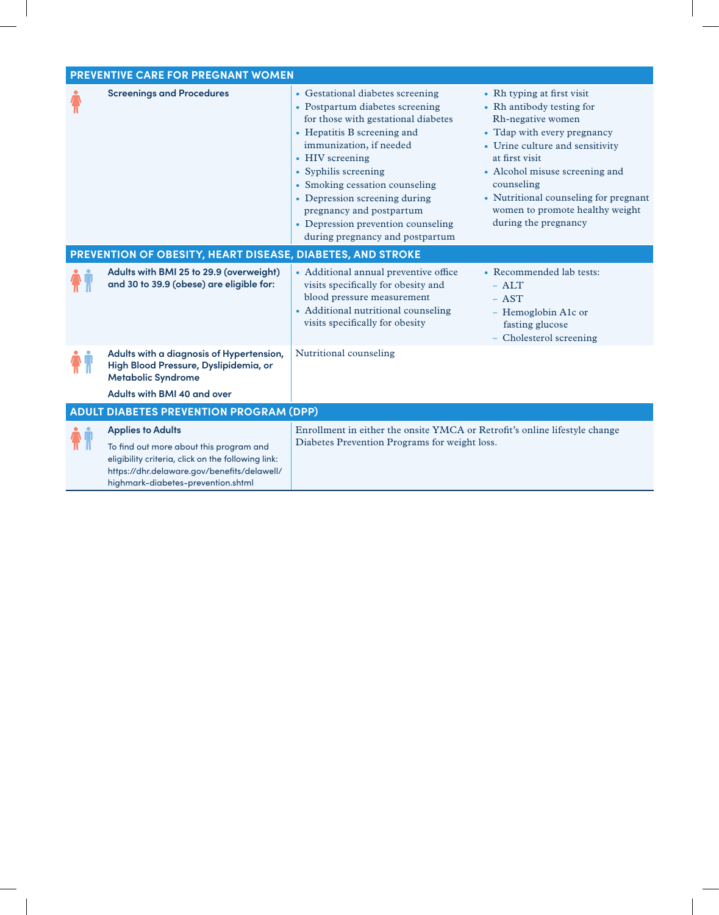## PREVENTIVE CARE FOR PREGNANT WOMEN

| | | |
|---|---|---|
| **Screenings and Procedures** | • Gestational diabetes screening<br>• Postpartum diabetes screening for those with gestational diabetes<br>• Hepatitis B screening and immunization, if needed<br>• HIV screening<br>• Syphilis screening<br>• Smoking cessation counseling<br>• Depression screening during pregnancy and postpartum<br>• Depression prevention counseling during pregnancy and postpartum | • Rh typing at first visit<br>• Rh antibody testing for Rh-negative women<br>• Tdap with every pregnancy<br>• Urine culture and sensitivity at first visit<br>• Alcohol misuse screening and counseling<br>• Nutritional counseling for pregnant women to promote healthy weight during the pregnancy |

## PREVENTION OF OBESITY, HEART DISEASE, DIABETES, AND STROKE

| | | |
|---|---|---|
| **Adults with BMI 25 to 29.9 (overweight) and 30 to 39.9 (obese) are eligible for:** | • Additional annual preventive office visits specifically for obesity and blood pressure measurement<br>• Additional nutritional counseling visits specifically for obesity | • Recommended lab tests:<br>– ALT<br>– AST<br>– Hemoglobin A1c or fasting glucose<br>– Cholesterol screening |
| **Adults with a diagnosis of Hypertension, High Blood Pressure, Dyslipidemia, or Metabolic Syndrome**<br><br>**Adults with BMI 40 and over** | Nutritional counseling | |

## ADULT DIABETES PREVENTION PROGRAM (DPP)

| | |
|---|---|
| **Applies to Adults**<br><br>To find out more about this program and eligibility criteria, click on the following link: https://dhr.delaware.gov/benefits/delawell/highmark-diabetes-prevention.shtml | Enrollment in either the onsite YMCA or Retrofit's online lifestyle change Diabetes Prevention Programs for weight loss. |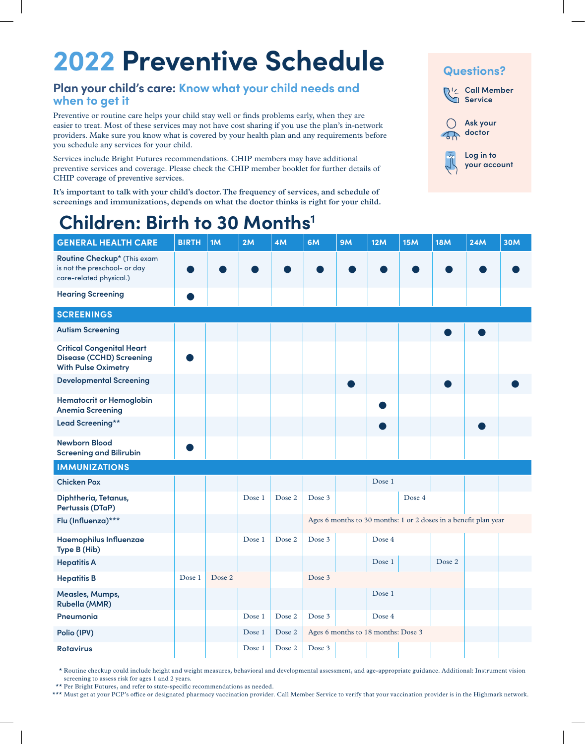# 2022 Preventive Schedule

## Plan your child's care: Know what your child needs and when to get it

Preventive or routine care helps your child stay well or finds problems early, when they are easier to treat. Most of these services may not have cost sharing if you use the plan's in-network providers. Make sure you know what is covered by your health plan and any requirements before you schedule any services for your child.

Services include Bright Futures recommendations. CHIP members may have additional preventive services and coverage. Please check the CHIP member booklet for further details of CHIP coverage of preventive services.

**It's important to talk with your child's doctor. The frequency of services, and schedule of screenings and immunizations, depends on what the doctor thinks is right for your child.**

**Questions?**

- Call Member Service
- Ask your doctor
- Log in to your account

## Children: Birth to 30 Months[1]

| GENERAL HEALTH CARE | BIRTH | 1M | 2M | 4M | 6M | 9M | 12M | 15M | 18M | 24M | 30M |
|---|---|---|---|---|---|---|---|---|---|---|---|
| Routine Checkup* (This exam is not the preschool- or day care-related physical.) | ● | ● | ● | ● | ● | ● | ● | ● | ● | ● | ● |
| Hearing Screening | ● | | | | | | | | | | |
| **SCREENINGS** | | | | | | | | | | | |
| Autism Screening | | | | | | | | | ● | ● | |
| Critical Congenital Heart Disease (CCHD) Screening With Pulse Oximetry | ● | | | | | | | | | | |
| Developmental Screening | | | | | | ● | | | ● | | ● |
| Hematocrit or Hemoglobin Anemia Screening | | | | | | | ● | | | | |
| Lead Screening** | | | | | | | ● | | | ● | |
| Newborn Blood Screening and Bilirubin | ● | | | | | | | | | | |
| **IMMUNIZATIONS** | | | | | | | | | | | |
| Chicken Pox | | | | | | | Dose 1 | | | | |
| Diphtheria, Tetanus, Pertussis (DTaP) | | | Dose 1 | Dose 2 | Dose 3 | | | Dose 4 | | | |
| Flu (Influenza)*** | | | | | Ages 6 months to 30 months: 1 or 2 doses in a benefit plan year | | | | | | |
| Haemophilus Influenzae Type B (Hib) | | | Dose 1 | Dose 2 | Dose 3 | | Dose 4 | | | | |
| Hepatitis A | | | | | | | Dose 1 | | Dose 2 | | |
| Hepatitis B | Dose 1 | Dose 2 | | | Dose 3 | | | | | | |
| Measles, Mumps, Rubella (MMR) | | | | | | | Dose 1 | | | | |
| Pneumonia | | | Dose 1 | Dose 2 | Dose 3 | | Dose 4 | | | | |
| Polio (IPV) | | | Dose 1 | Dose 2 | Ages 6 months to 18 months: Dose 3 | | | | | | |
| Rotavirus | | | Dose 1 | Dose 2 | Dose 3 | | | | | | |

\* Routine checkup could include height and weight measures, behavioral and developmental assessment, and age-appropriate guidance. Additional: Instrument vision screening to assess risk for ages 1 and 2 years.

\*\* Per Bright Futures, and refer to state-specific recommendations as needed.

\*\*\* Must get at your PCP's office or designated pharmacy vaccination provider. Call Member Service to verify that your vaccination provider is in the Highmark network.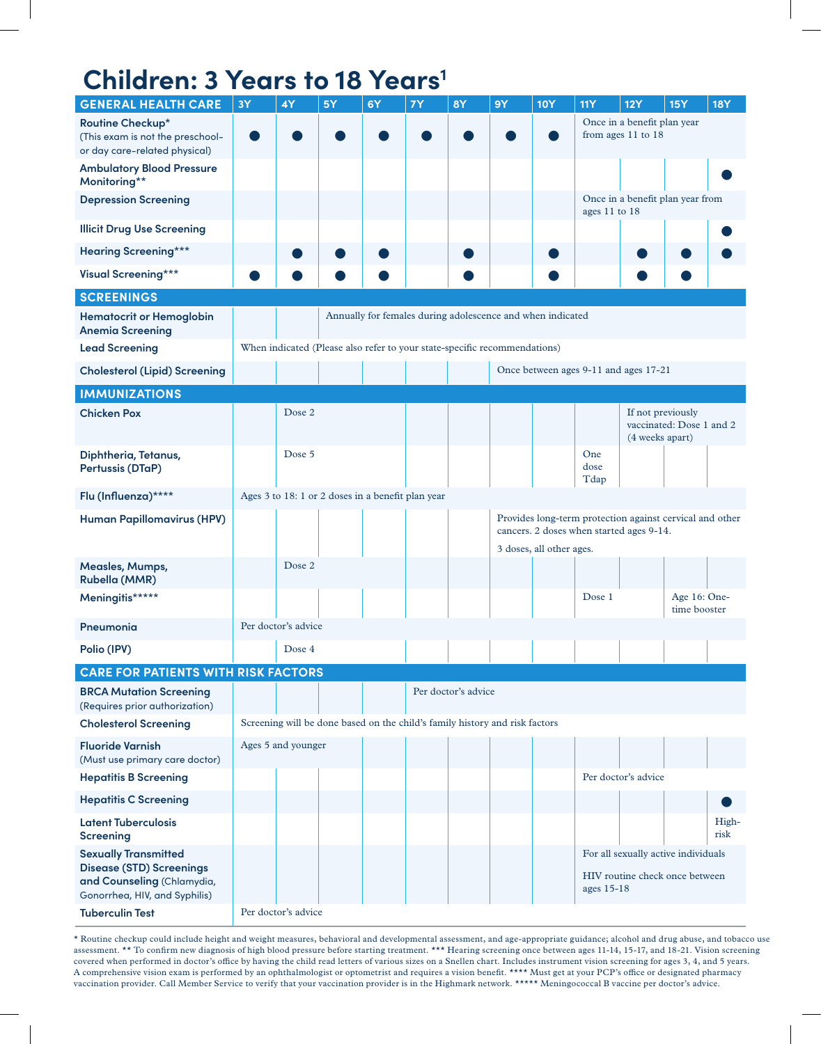# Children: 3 Years to 18 Years[1]

| GENERAL HEALTH CARE | 3Y | 4Y | 5Y | 6Y | 7Y | 8Y | 9Y | 10Y | 11Y | 12Y | 15Y | 18Y |
|---|---|---|---|---|---|---|---|---|---|---|---|---|
| **Routine Checkup*** (This exam is not the preschool- or day care-related physical) | ● | ● | ● | ● | ● | ● | ● | ● | Once in a benefit plan year from ages 11 to 18 | | | |
| **Ambulatory Blood Pressure Monitoring**** | | | | | | | | | | | | ● |
| **Depression Screening** | | | | | | | | | Once in a benefit plan year from ages 11 to 18 | | | |
| **Illicit Drug Use Screening** | | | | | | | | | | | | ● |
| **Hearing Screening***** | | ● | ● | ● | | ● | | ● | | ● | ● | ● |
| **Visual Screening***** | ● | ● | ● | ● | | ● | | ● | | ● | ● | |
| **SCREENINGS** | | | | | | | | | | | | |
| **Hematocrit or Hemoglobin Anemia Screening** | | | Annually for females during adolescence and when indicated | | | | | | | | | |
| **Lead Screening** | When indicated (Please also refer to your state-specific recommendations) | | | | | | | | | | | |
| **Cholesterol (Lipid) Screening** | | | | | | | Once between ages 9-11 and ages 17-21 | | | | | |
| **IMMUNIZATIONS** | | | | | | | | | | | | |
| **Chicken Pox** | | Dose 2 | | | | | | | | If not previously vaccinated: Dose 1 and 2 (4 weeks apart) | | |
| **Diphtheria, Tetanus, Pertussis (DTaP)** | | Dose 5 | | | | | | | One dose Tdap | | | |
| **Flu (Influenza)******** | Ages 3 to 18: 1 or 2 doses in a benefit plan year | | | | | | | | | | | |
| **Human Papillomavirus (HPV)** | | | | | | | Provides long-term protection against cervical and other cancers. 2 doses when started ages 9-14. 3 doses, all other ages. | | | | | |
| **Measles, Mumps, Rubella (MMR)** | | Dose 2 | | | | | | | | | | |
| **Meningitis********** | | | | | | | | | Dose 1 | | Age 16: One-time booster | |
| **Pneumonia** | Per doctor's advice | | | | | | | | | | | |
| **Polio (IPV)** | | Dose 4 | | | | | | | | | | |
| **CARE FOR PATIENTS WITH RISK FACTORS** | | | | | | | | | | | | |
| **BRCA Mutation Screening** (Requires prior authorization) | | | | | Per doctor's advice | | | | | | | |
| **Cholesterol Screening** | Screening will be done based on the child's family history and risk factors | | | | | | | | | | | |
| **Fluoride Varnish** (Must use primary care doctor) | Ages 5 and younger | | | | | | | | | | | |
| **Hepatitis B Screening** | | | | | | | | | Per doctor's advice | | | |
| **Hepatitis C Screening** | | | | | | | | | | | | ● |
| **Latent Tuberculosis Screening** | | | | | | | | | | | | High-risk |
| **Sexually Transmitted Disease (STD) Screenings and Counseling** (Chlamydia, Gonorrhea, HIV, and Syphilis) | | | | | | | | | For all sexually active individuals. HIV routine check once between ages 15-18 | | | |
| **Tuberculin Test** | Per doctor's advice | | | | | | | | | | | |

* Routine checkup could include height and weight measures, behavioral and developmental assessment, and age-appropriate guidance; alcohol and drug abuse, and tobacco use assessment. ** To confirm new diagnosis of high blood pressure before starting treatment. *** Hearing screening once between ages 11-14, 15-17, and 18-21. Vision screening covered when performed in doctor's office by having the child read letters of various sizes on a Snellen chart. Includes instrument vision screening for ages 3, 4, and 5 years. A comprehensive vision exam is performed by an ophthalmologist or optometrist and requires a vision benefit. **** Must get at your PCP's office or designated pharmacy vaccination provider. Call Member Service to verify that your vaccination provider is in the Highmark network. ***** Meningococcal B vaccine per doctor's advice.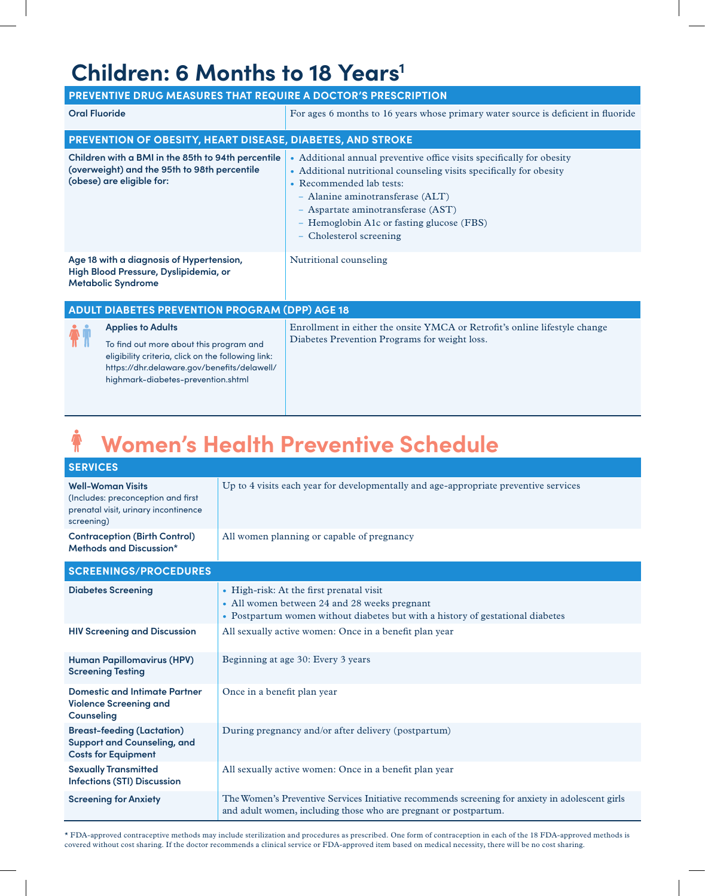# Children: 6 Months to 18 Years[1]

| PREVENTIVE DRUG MEASURES THAT REQUIRE A DOCTOR'S PRESCRIPTION | |
|---|---|
| **Oral Fluoride** | For ages 6 months to 16 years whose primary water source is deficient in fluoride |

| PREVENTION OF OBESITY, HEART DISEASE, DIABETES, AND STROKE | |
|---|---|
| **Children with a BMI in the 85th to 94th percentile (overweight) and the 95th to 98th percentile (obese) are eligible for:** | • Additional annual preventive office visits specifically for obesity<br>• Additional nutritional counseling visits specifically for obesity<br>• Recommended lab tests:<br>– Alanine aminotransferase (ALT)<br>– Aspartate aminotransferase (AST)<br>– Hemoglobin A1c or fasting glucose (FBS)<br>– Cholesterol screening |
| **Age 18 with a diagnosis of Hypertension, High Blood Pressure, Dyslipidemia, or Metabolic Syndrome** | Nutritional counseling |

| ADULT DIABETES PREVENTION PROGRAM (DPP) AGE 18 | |
|---|---|
| **Applies to Adults**<br>To find out more about this program and eligibility criteria, click on the following link: https://dhr.delaware.gov/benefits/delawell/highmark-diabetes-prevention.shtml | Enrollment in either the onsite YMCA or Retrofit's online lifestyle change Diabetes Prevention Programs for weight loss. |

# Women's Health Preventive Schedule

| SERVICES | |
|---|---|
| **Well-Woman Visits** (Includes: preconception and first prenatal visit, urinary incontinence screening) | Up to 4 visits each year for developmentally and age-appropriate preventive services |
| **Contraception (Birth Control) Methods and Discussion*** | All women planning or capable of pregnancy |

| SCREENINGS/PROCEDURES | |
|---|---|
| **Diabetes Screening** | • High-risk: At the first prenatal visit<br>• All women between 24 and 28 weeks pregnant<br>• Postpartum women without diabetes but with a history of gestational diabetes |
| **HIV Screening and Discussion** | All sexually active women: Once in a benefit plan year |
| **Human Papillomavirus (HPV) Screening Testing** | Beginning at age 30: Every 3 years |
| **Domestic and Intimate Partner Violence Screening and Counseling** | Once in a benefit plan year |
| **Breast-feeding (Lactation) Support and Counseling, and Costs for Equipment** | During pregnancy and/or after delivery (postpartum) |
| **Sexually Transmitted Infections (STI) Discussion** | All sexually active women: Once in a benefit plan year |
| **Screening for Anxiety** | The Women's Preventive Services Initiative recommends screening for anxiety in adolescent girls and adult women, including those who are pregnant or postpartum. |

* FDA-approved contraceptive methods may include sterilization and procedures as prescribed. One form of contraception in each of the 18 FDA-approved methods is covered without cost sharing. If the doctor recommends a clinical service or FDA-approved item based on medical necessity, there will be no cost sharing.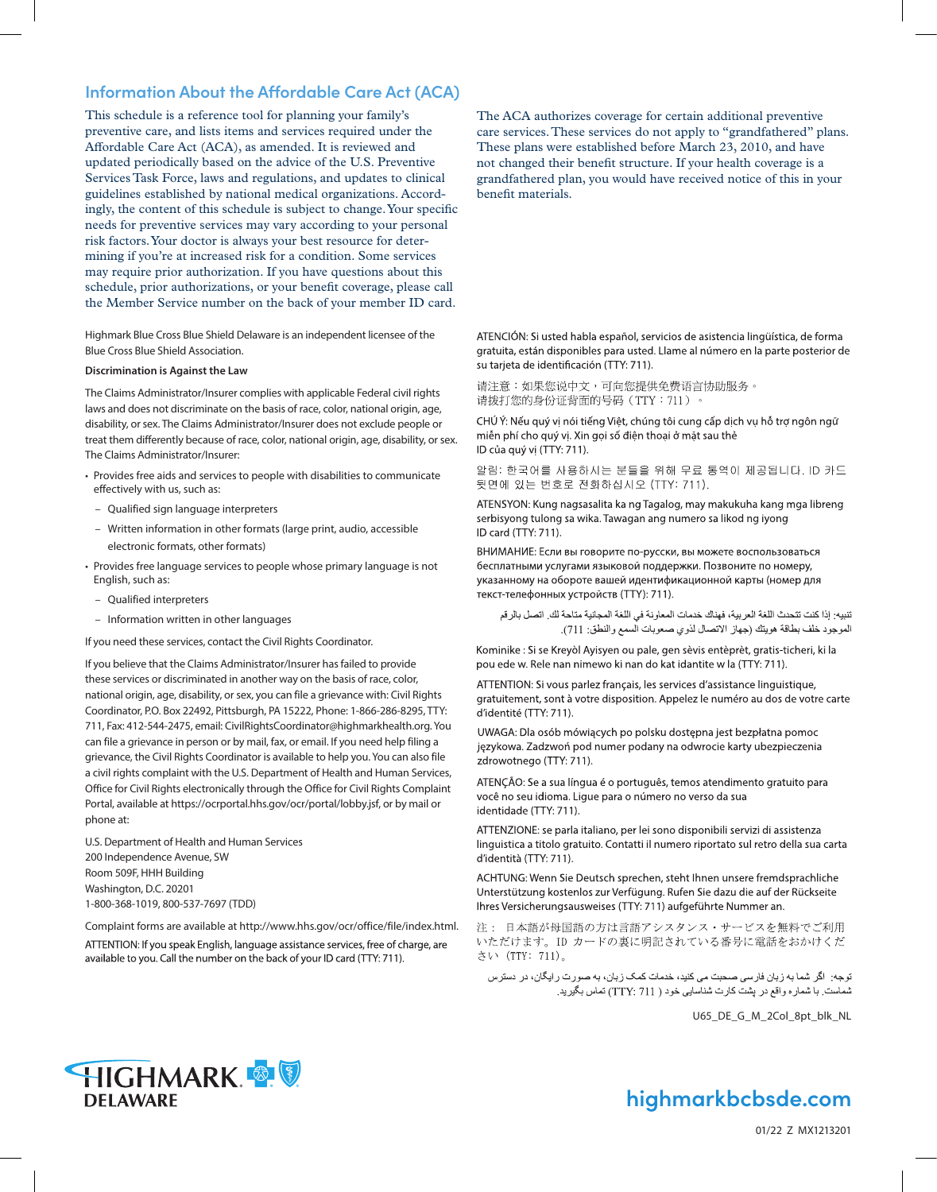## Information About the Affordable Care Act (ACA)

This schedule is a reference tool for planning your family's preventive care, and lists items and services required under the Affordable Care Act (ACA), as amended. It is reviewed and updated periodically based on the advice of the U.S. Preventive Services Task Force, laws and regulations, and updates to clinical guidelines established by national medical organizations. Accordingly, the content of this schedule is subject to change. Your specific needs for preventive services may vary according to your personal risk factors. Your doctor is always your best resource for determining if you're at increased risk for a condition. Some services may require prior authorization. If you have questions about this schedule, prior authorizations, or your benefit coverage, please call the Member Service number on the back of your member ID card.

The ACA authorizes coverage for certain additional preventive care services. These services do not apply to "grandfathered" plans. These plans were established before March 23, 2010, and have not changed their benefit structure. If your health coverage is a grandfathered plan, you would have received notice of this in your benefit materials.

Highmark Blue Cross Blue Shield Delaware is an independent licensee of the Blue Cross Blue Shield Association.

**Discrimination is Against the Law**

The Claims Administrator/Insurer complies with applicable Federal civil rights laws and does not discriminate on the basis of race, color, national origin, age, disability, or sex. The Claims Administrator/Insurer does not exclude people or treat them differently because of race, color, national origin, age, disability, or sex. The Claims Administrator/Insurer:

- Provides free aids and services to people with disabilities to communicate effectively with us, such as:
  - Qualified sign language interpreters
  - Written information in other formats (large print, audio, accessible electronic formats, other formats)
- Provides free language services to people whose primary language is not English, such as:
  - Qualified interpreters
  - Information written in other languages

If you need these services, contact the Civil Rights Coordinator.

If you believe that the Claims Administrator/Insurer has failed to provide these services or discriminated in another way on the basis of race, color, national origin, age, disability, or sex, you can file a grievance with: Civil Rights Coordinator, P.O. Box 22492, Pittsburgh, PA 15222, Phone: 1-866-286-8295, TTY: 711, Fax: 412-544-2475, email: CivilRightsCoordinator@highmarkhealth.org. You can file a grievance in person or by mail, fax, or email. If you need help filing a grievance, the Civil Rights Coordinator is available to help you. You can also file a civil rights complaint with the U.S. Department of Health and Human Services, Office for Civil Rights electronically through the Office for Civil Rights Complaint Portal, available at https://ocrportal.hhs.gov/ocr/portal/lobby.jsf, or by mail or phone at:

U.S. Department of Health and Human Services
200 Independence Avenue, SW
Room 509F, HHH Building
Washington, D.C. 20201
1-800-368-1019, 800-537-7697 (TDD)

Complaint forms are available at http://www.hhs.gov/ocr/office/file/index.html.

ATTENTION: If you speak English, language assistance services, free of charge, are available to you. Call the number on the back of your ID card (TTY: 711).

ATENCIÓN: Si usted habla español, servicios de asistencia lingüística, de forma gratuita, están disponibles para usted. Llame al número en la parte posterior de su tarjeta de identificación (TTY: 711).

请注意：如果您说中文，可向您提供免费语言协助服务。
请拨打您的身份证背面的号码（TTY：711）。

CHÚ Ý: Nếu quý vị nói tiếng Việt, chúng tôi cung cấp dịch vụ hỗ trợ ngôn ngữ miễn phí cho quý vị. Xin gọi số điện thoại ở mặt sau thẻ ID của quý vị (TTY: 711).

알림: 한국어를 사용하시는 분들을 위해 무료 통역이 제공됩니다. ID 카드 뒷면에 있는 번호로 전화하십시오 (TTY: 711).

ATENSYON: Kung nagsasalita ka ng Tagalog, may makukuha kang mga libreng serbisyong tulong sa wika. Tawagan ang numero sa likod ng iyong ID card (TTY: 711).

ВНИМАНИЕ: Если вы говорите по-русски, вы можете воспользоваться бесплатными услугами языковой поддержки. Позвоните по номеру, указанному на обороте вашей идентификационной карты (номер для текст-телефонных устройств (TTY): 711).

تنبيه: إذا كنت تتحدث اللغة العربية، فهناك خدمات المعاونة في اللغة المجانية متاحة لك. اتصل بالرقم الموجود خلف بطاقة هويتك (جهاز الاتصال لذوي صعوبات السمع والنطق: 711).

Kominike : Si se Kreyòl Ayisyen ou pale, gen sèvis entèprèt, gratis-ticheri, ki la pou ede w. Rele nan nimewo ki nan do kat idantite w la (TTY: 711).

ATTENTION: Si vous parlez français, les services d'assistance linguistique, gratuitement, sont à votre disposition. Appelez le numéro au dos de votre carte d'identité (TTY: 711).

UWAGA: Dla osób mówiących po polsku dostępna jest bezpłatna pomoc językowa. Zadzwoń pod numer podany na odwrocie karty ubezpieczenia zdrowotnego (TTY: 711).

ATENÇÃO: Se a sua língua é o português, temos atendimento gratuito para você no seu idioma. Ligue para o número no verso da sua identidade (TTY: 711).

ATTENZIONE: se parla italiano, per lei sono disponibili servizi di assistenza linguistica a titolo gratuito. Contatti il numero riportato sul retro della sua carta d'identità (TTY: 711).

ACHTUNG: Wenn Sie Deutsch sprechen, steht Ihnen unsere fremdsprachliche Unterstützung kostenlos zur Verfügung. Rufen Sie dazu die auf der Rückseite Ihres Versicherungsausweises (TTY: 711) aufgeführte Nummer an.

注： 日本語が母国語の方は言語アシスタンス・サービスを無料でご利用いただけます。ID カードの裏に明記されている番号に電話をおかけください（TTY: 711）。

توجه: اگر شما به زبان فارسی صحبت می کنید، خدمات کمک زبان، به صورت رایگان، در دسترس شماست. با شماره واقع در پشت کارت شناسایی خود ( TTY: 711) تماس بگیرید.

U65_DE_G_M_2Col_8pt_blk_NL

HIGHMARK DELAWARE

highmarkbcbsde.com

01/22 Z MX1213201